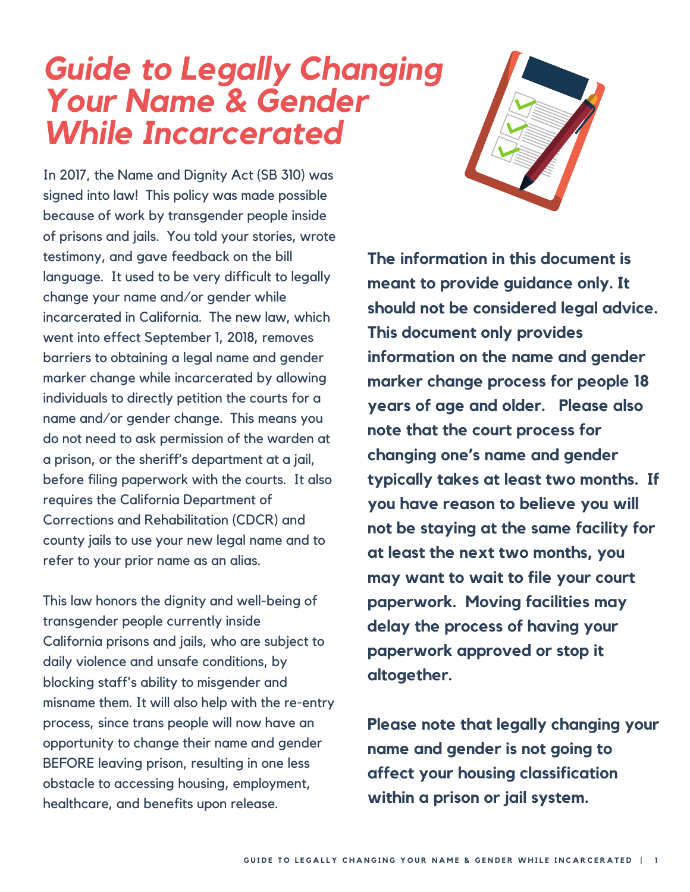# *Guide to Legally Changing Your Name & Gender While Incarcerated*

In 2017, the Name and Dignity Act (SB 310) was signed into law! This policy was made possible because of work by transgender people inside of prisons and jails. You told your stories, wrote testimony, and gave feedback on the bill language. It used to be very difficult to legally change your name and/or gender while incarcerated in California. The new law, which went into effect September 1, 2018, removes barriers to obtaining a legal name and gender marker change while incarcerated by allowing individuals to directly petition the courts for a name and/or gender change. This means you do not need to ask permission of the warden at a prison, or the sheriff's department at a jail, before filing paperwork with the courts. It also requires the California Department of Corrections and Rehabilitation (CDCR) and county jails to use your new legal name and to refer to your prior name as an alias.

This law honors the dignity and well-being of transgender people currently inside California prisons and jails, who are subject to daily violence and unsafe conditions, by blocking staff's ability to misgender and misname them. It will also help with the re-entry process, since trans people will now have an opportunity to change their name and gender BEFORE leaving prison, resulting in one less obstacle to accessing housing, employment, healthcare, and benefits upon release.

**The information in this document is meant to provide guidance only. It should not be considered legal advice. This document only provides information on the name and gender marker change process for people 18 years of age and older. Please also note that the court process for changing one's name and gender typically takes at least two months. If you have reason to believe you will not be staying at the same facility for at least the next two months, you may want to wait to file your court paperwork. Moving facilities may delay the process of having your paperwork approved or stop it altogether.**

**Please note that legally changing your name and gender is not going to affect your housing classification within a prison or jail system.**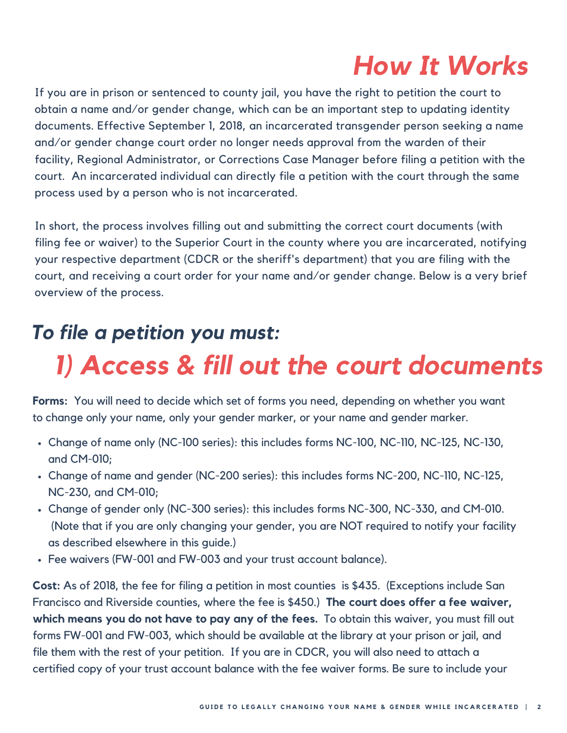# *How It Works*

If you are in prison or sentenced to county jail, you have the right to petition the court to obtain a name and/or gender change, which can be an important step to updating identity documents. Effective September 1, 2018, an incarcerated transgender person seeking a name and/or gender change court order no longer needs approval from the warden of their facility, Regional Administrator, or Corrections Case Manager before filing a petition with the court. An incarcerated individual can directly file a petition with the court through the same process used by a person who is not incarcerated.

In short, the process involves filling out and submitting the correct court documents (with filing fee or waiver) to the Superior Court in the county where you are incarcerated, notifying your respective department (CDCR or the sheriff's department) that you are filing with the court, and receiving a court order for your name and/or gender change. Below is a very brief overview of the process.

## *To file a petition you must:*

## *1) Access & fill out the court documents*

**Forms:** You will need to decide which set of forms you need, depending on whether you want to change only your name, only your gender marker, or your name and gender marker.

- Change of name only (NC-100 series): this includes forms NC-100, NC-110, NC-125, NC-130, and CM-010;
- Change of name and gender (NC-200 series): this includes forms NC-200, NC-110, NC-125, NC-230, and CM-010;
- Change of gender only (NC-300 series): this includes forms NC-300, NC-330, and CM-010. (Note that if you are only changing your gender, you are NOT required to notify your facility as described elsewhere in this guide.)
- Fee waivers (FW-001 and FW-003 and your trust account balance).

**Cost:** As of 2018, the fee for filing a petition in most counties is $435. (Exceptions include San Francisco and Riverside counties, where the fee is $450.) **The court does offer a fee waiver, which means you do not have to pay any of the fees.** To obtain this waiver, you must fill out forms FW-001 and FW-003, which should be available at the library at your prison or jail, and file them with the rest of your petition. If you are in CDCR, you will also need to attach a certified copy of your trust account balance with the fee waiver forms. Be sure to include your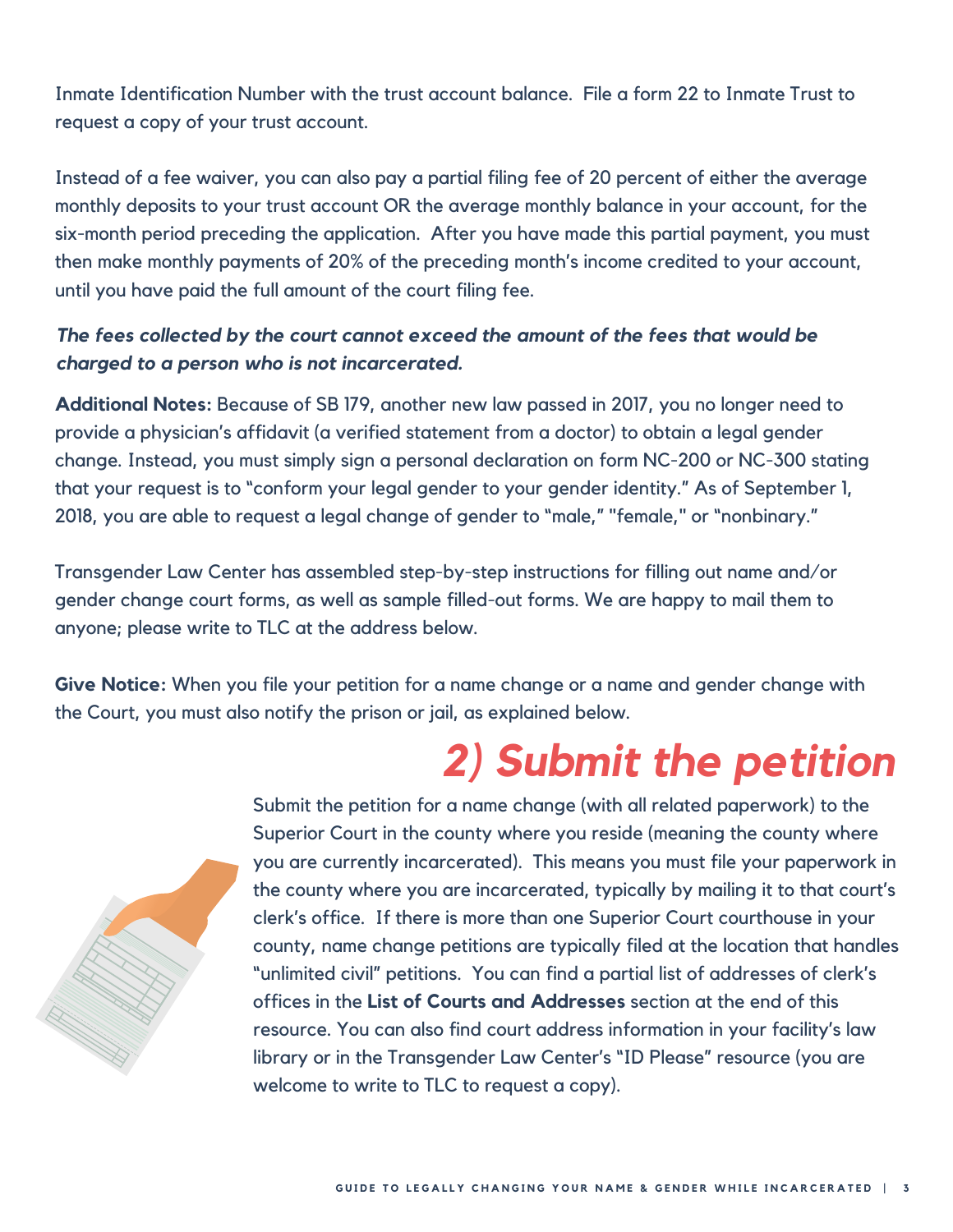Inmate Identification Number with the trust account balance. File a form 22 to Inmate Trust to request a copy of your trust account.

Instead of a fee waiver, you can also pay a partial filing fee of 20 percent of either the average monthly deposits to your trust account OR the average monthly balance in your account, for the six-month period preceding the application. After you have made this partial payment, you must then make monthly payments of 20% of the preceding month's income credited to your account, until you have paid the full amount of the court filing fee.

***The fees collected by the court cannot exceed the amount of the fees that would be charged to a person who is not incarcerated.***

**Additional Notes:** Because of SB 179, another new law passed in 2017, you no longer need to provide a physician's affidavit (a verified statement from a doctor) to obtain a legal gender change. Instead, you must simply sign a personal declaration on form NC-200 or NC-300 stating that your request is to "conform your legal gender to your gender identity." As of September 1, 2018, you are able to request a legal change of gender to "male," "female," or "nonbinary."

Transgender Law Center has assembled step-by-step instructions for filling out name and/or gender change court forms, as well as sample filled-out forms. We are happy to mail them to anyone; please write to TLC at the address below.

**Give Notice:** When you file your petition for a name change or a name and gender change with the Court, you must also notify the prison or jail, as explained below.

## *2) Submit the petition*

Submit the petition for a name change (with all related paperwork) to the Superior Court in the county where you reside (meaning the county where you are currently incarcerated). This means you must file your paperwork in the county where you are incarcerated, typically by mailing it to that court's clerk's office. If there is more than one Superior Court courthouse in your county, name change petitions are typically filed at the location that handles "unlimited civil" petitions. You can find a partial list of addresses of clerk's offices in the **List of Courts and Addresses** section at the end of this resource. You can also find court address information in your facility's law library or in the Transgender Law Center's "ID Please" resource (you are welcome to write to TLC to request a copy).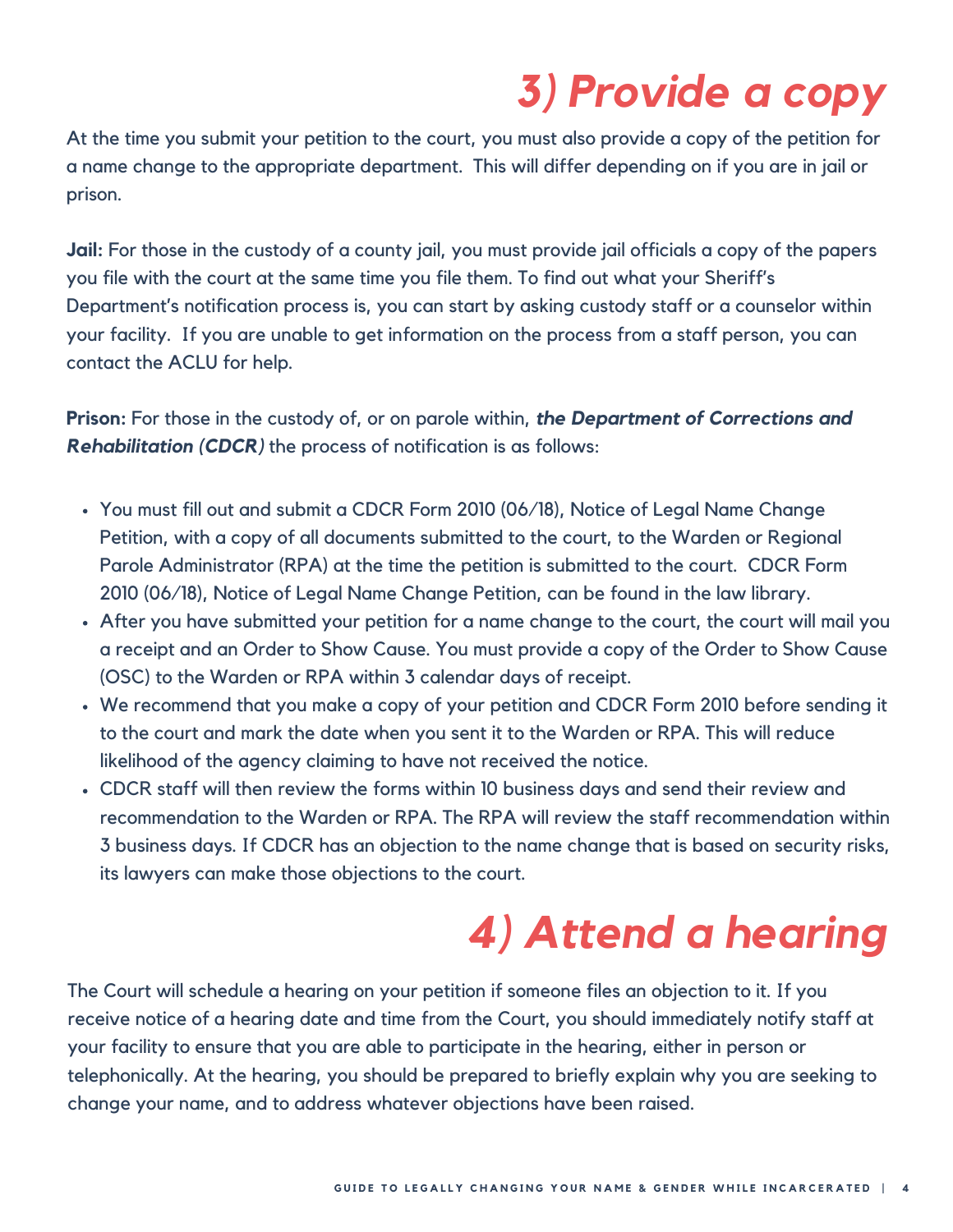## *3) Provide a copy*

At the time you submit your petition to the court, you must also provide a copy of the petition for a name change to the appropriate department. This will differ depending on if you are in jail or prison.

**Jail:** For those in the custody of a county jail, you must provide jail officials a copy of the papers you file with the court at the same time you file them. To find out what your Sheriff's Department's notification process is, you can start by asking custody staff or a counselor within your facility. If you are unable to get information on the process from a staff person, you can contact the ACLU for help.

**Prison:** For those in the custody of, or on parole within, ***the Department of Corrections and Rehabilitation (CDCR)*** the process of notification is as follows:

- You must fill out and submit a CDCR Form 2010 (06/18), Notice of Legal Name Change Petition, with a copy of all documents submitted to the court, to the Warden or Regional Parole Administrator (RPA) at the time the petition is submitted to the court. CDCR Form 2010 (06/18), Notice of Legal Name Change Petition, can be found in the law library.
- After you have submitted your petition for a name change to the court, the court will mail you a receipt and an Order to Show Cause. You must provide a copy of the Order to Show Cause (OSC) to the Warden or RPA within 3 calendar days of receipt.
- We recommend that you make a copy of your petition and CDCR Form 2010 before sending it to the court and mark the date when you sent it to the Warden or RPA. This will reduce likelihood of the agency claiming to have not received the notice.
- CDCR staff will then review the forms within 10 business days and send their review and recommendation to the Warden or RPA. The RPA will review the staff recommendation within 3 business days. If CDCR has an objection to the name change that is based on security risks, its lawyers can make those objections to the court.

## *4) Attend a hearing*

The Court will schedule a hearing on your petition if someone files an objection to it. If you receive notice of a hearing date and time from the Court, you should immediately notify staff at your facility to ensure that you are able to participate in the hearing, either in person or telephonically. At the hearing, you should be prepared to briefly explain why you are seeking to change your name, and to address whatever objections have been raised.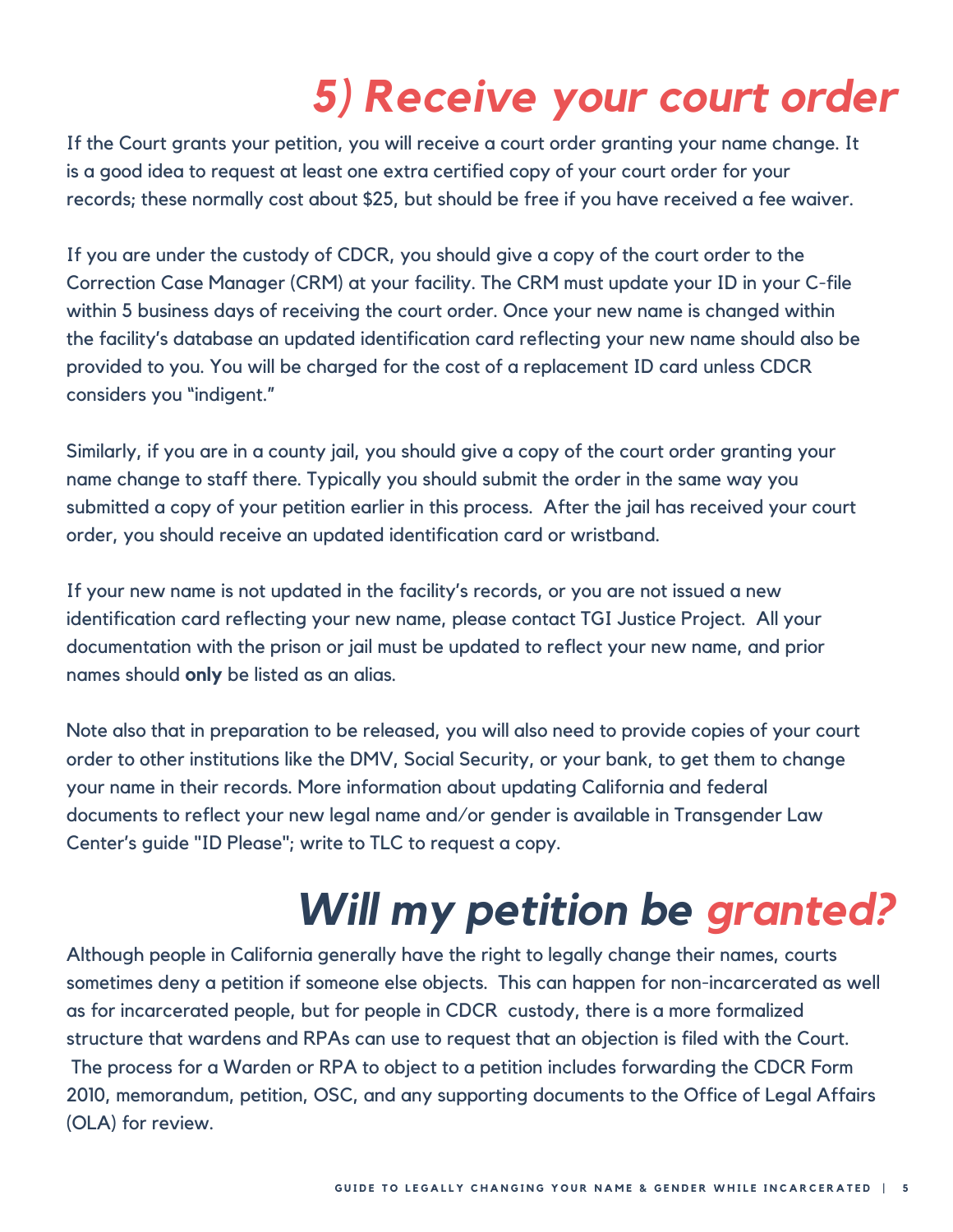## *5) Receive your court order*

If the Court grants your petition, you will receive a court order granting your name change. It is a good idea to request at least one extra certified copy of your court order for your records; these normally cost about $25, but should be free if you have received a fee waiver.

If you are under the custody of CDCR, you should give a copy of the court order to the Correction Case Manager (CRM) at your facility. The CRM must update your ID in your C-file within 5 business days of receiving the court order. Once your new name is changed within the facility's database an updated identification card reflecting your new name should also be provided to you. You will be charged for the cost of a replacement ID card unless CDCR considers you "indigent."

Similarly, if you are in a county jail, you should give a copy of the court order granting your name change to staff there. Typically you should submit the order in the same way you submitted a copy of your petition earlier in this process. After the jail has received your court order, you should receive an updated identification card or wristband.

If your new name is not updated in the facility's records, or you are not issued a new identification card reflecting your new name, please contact TGI Justice Project. All your documentation with the prison or jail must be updated to reflect your new name, and prior names should **only** be listed as an alias.

Note also that in preparation to be released, you will also need to provide copies of your court order to other institutions like the DMV, Social Security, or your bank, to get them to change your name in their records. More information about updating California and federal documents to reflect your new legal name and/or gender is available in Transgender Law Center's guide "ID Please"; write to TLC to request a copy.

## *Will my petition be granted?*

Although people in California generally have the right to legally change their names, courts sometimes deny a petition if someone else objects. This can happen for non-incarcerated as well as for incarcerated people, but for people in CDCR custody, there is a more formalized structure that wardens and RPAs can use to request that an objection is filed with the Court. The process for a Warden or RPA to object to a petition includes forwarding the CDCR Form 2010, memorandum, petition, OSC, and any supporting documents to the Office of Legal Affairs (OLA) for review.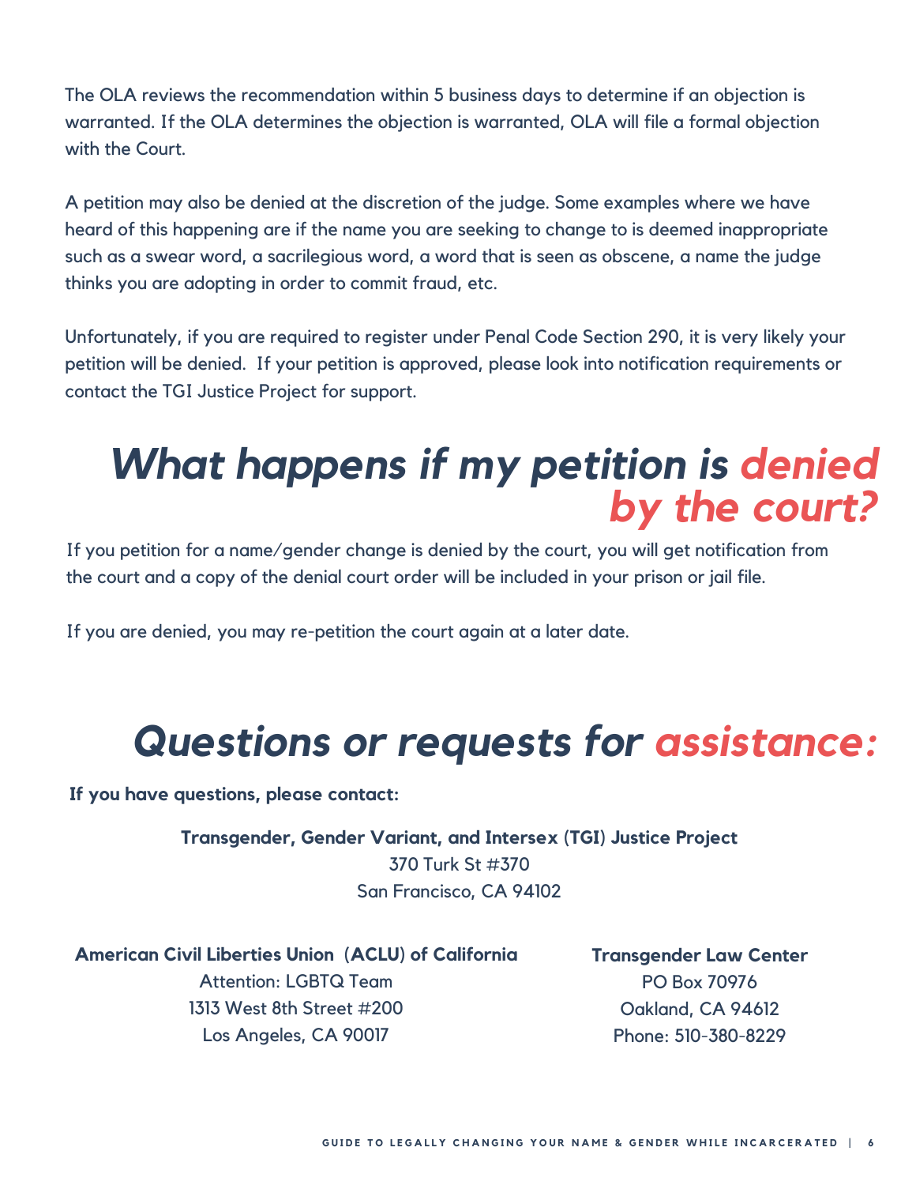The OLA reviews the recommendation within 5 business days to determine if an objection is warranted. If the OLA determines the objection is warranted, OLA will file a formal objection with the Court.

A petition may also be denied at the discretion of the judge. Some examples where we have heard of this happening are if the name you are seeking to change to is deemed inappropriate such as a swear word, a sacrilegious word, a word that is seen as obscene, a name the judge thinks you are adopting in order to commit fraud, etc.

Unfortunately, if you are required to register under Penal Code Section 290, it is very likely your petition will be denied. If your petition is approved, please look into notification requirements or contact the TGI Justice Project for support.

## *What happens if my petition is denied by the court?*

If you petition for a name/gender change is denied by the court, you will get notification from the court and a copy of the denial court order will be included in your prison or jail file.

If you are denied, you may re-petition the court again at a later date.

## *Questions or requests for assistance:*

**If you have questions, please contact:**

**Transgender, Gender Variant, and Intersex (TGI) Justice Project**
370 Turk St #370
San Francisco, CA 94102

**American Civil Liberties Union (ACLU) of California**
Attention: LGBTQ Team
1313 West 8th Street #200
Los Angeles, CA 90017

**Transgender Law Center**
PO Box 70976
Oakland, CA 94612
Phone: 510-380-8229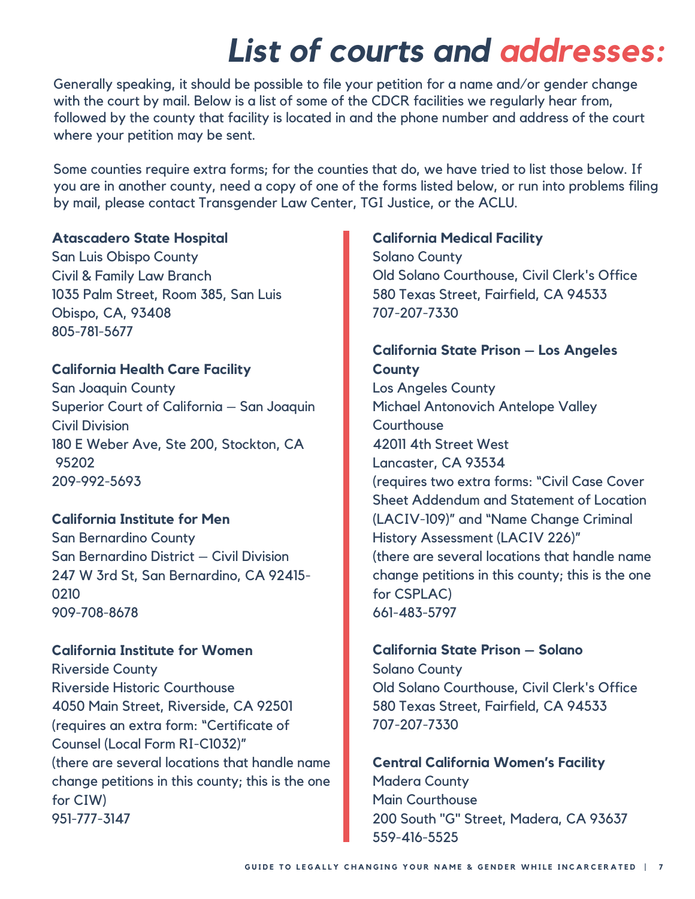# *List of courts and addresses:*

Generally speaking, it should be possible to file your petition for a name and/or gender change with the court by mail. Below is a list of some of the CDCR facilities we regularly hear from, followed by the county that facility is located in and the phone number and address of the court where your petition may be sent.

Some counties require extra forms; for the counties that do, we have tried to list those below. If you are in another county, need a copy of one of the forms listed below, or run into problems filing by mail, please contact Transgender Law Center, TGI Justice, or the ACLU.

**Atascadero State Hospital**
San Luis Obispo County
Civil & Family Law Branch
1035 Palm Street, Room 385, San Luis Obispo, CA, 93408
805-781-5677

**California Health Care Facility**
San Joaquin County
Superior Court of California – San Joaquin Civil Division
180 E Weber Ave, Ste 200, Stockton, CA 95202
209-992-5693

**California Institute for Men**
San Bernardino County
San Bernardino District – Civil Division
247 W 3rd St, San Bernardino, CA 92415-0210
909-708-8678

**California Institute for Women**
Riverside County
Riverside Historic Courthouse
4050 Main Street, Riverside, CA 92501
(requires an extra form: "Certificate of Counsel (Local Form RI-C1032)"
(there are several locations that handle name change petitions in this county; this is the one for CIW)
951-777-3147

**California Medical Facility**
Solano County
Old Solano Courthouse, Civil Clerk's Office
580 Texas Street, Fairfield, CA 94533
707-207-7330

**California State Prison – Los Angeles County**
Los Angeles County
Michael Antonovich Antelope Valley Courthouse
42011 4th Street West
Lancaster, CA 93534
(requires two extra forms: "Civil Case Cover Sheet Addendum and Statement of Location (LACIV-109)" and "Name Change Criminal History Assessment (LACIV 226)"
(there are several locations that handle name change petitions in this county; this is the one for CSPLAC)
661-483-5797

**California State Prison – Solano**
Solano County
Old Solano Courthouse, Civil Clerk's Office
580 Texas Street, Fairfield, CA 94533
707-207-7330

**Central California Women's Facility**
Madera County
Main Courthouse
200 South "G" Street, Madera, CA 93637
559-416-5525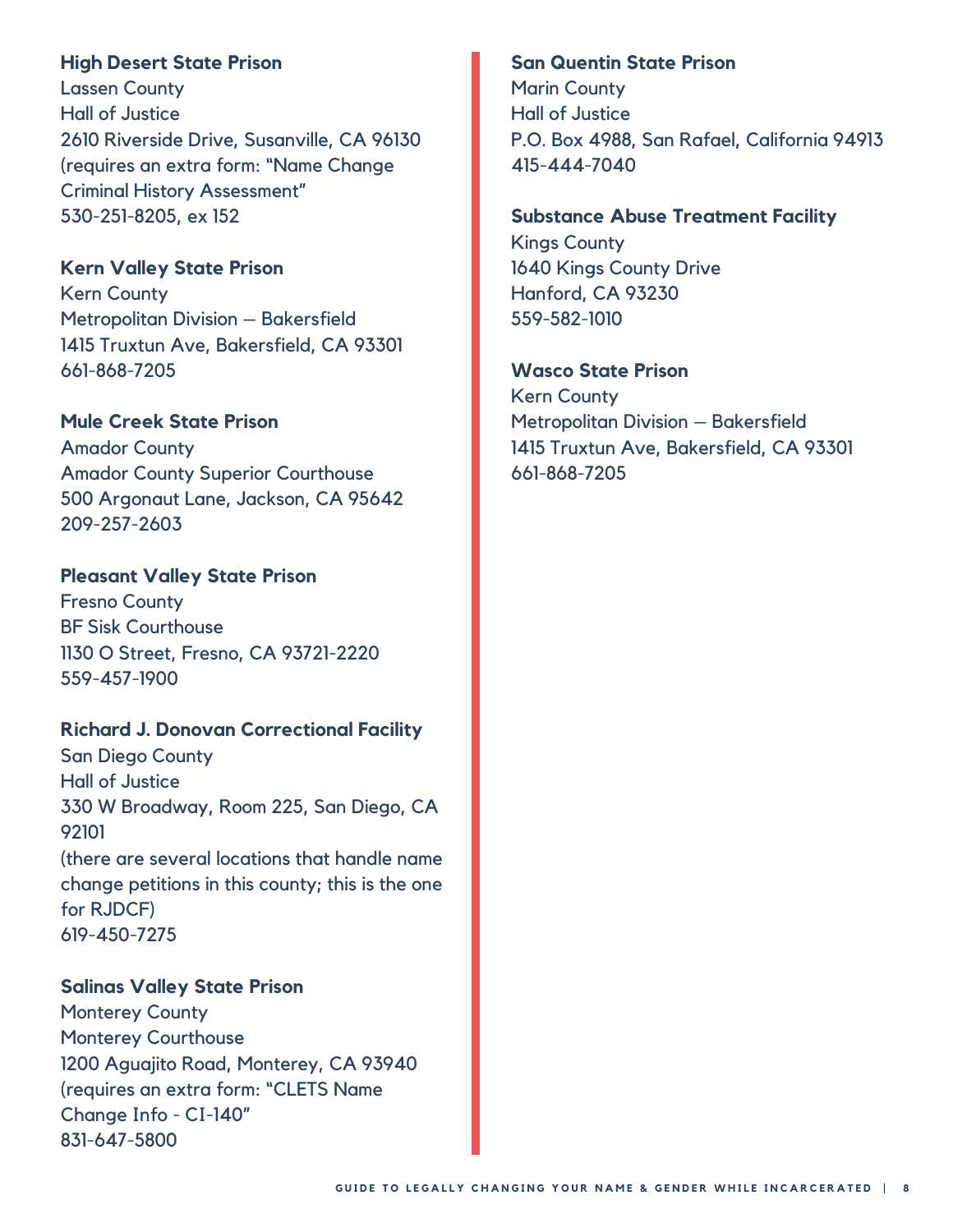**High Desert State Prison**
Lassen County
Hall of Justice
2610 Riverside Drive, Susanville, CA 96130
(requires an extra form: "Name Change Criminal History Assessment"
530-251-8205, ex 152

**Kern Valley State Prison**
Kern County
Metropolitan Division – Bakersfield
1415 Truxtun Ave, Bakersfield, CA 93301
661-868-7205

**Mule Creek State Prison**
Amador County
Amador County Superior Courthouse
500 Argonaut Lane, Jackson, CA 95642
209-257-2603

**Pleasant Valley State Prison**
Fresno County
BF Sisk Courthouse
1130 O Street, Fresno, CA 93721-2220
559-457-1900

**Richard J. Donovan Correctional Facility**
San Diego County
Hall of Justice
330 W Broadway, Room 225, San Diego, CA 92101
(there are several locations that handle name change petitions in this county; this is the one for RJDCF)
619-450-7275

**Salinas Valley State Prison**
Monterey County
Monterey Courthouse
1200 Aguajito Road, Monterey, CA 93940
(requires an extra form: "CLETS Name Change Info - CI-140"
831-647-5800

**San Quentin State Prison**
Marin County
Hall of Justice
P.O. Box 4988, San Rafael, California 94913
415-444-7040

**Substance Abuse Treatment Facility**
Kings County
1640 Kings County Drive
Hanford, CA 93230
559-582-1010

**Wasco State Prison**
Kern County
Metropolitan Division – Bakersfield
1415 Truxtun Ave, Bakersfield, CA 93301
661-868-7205